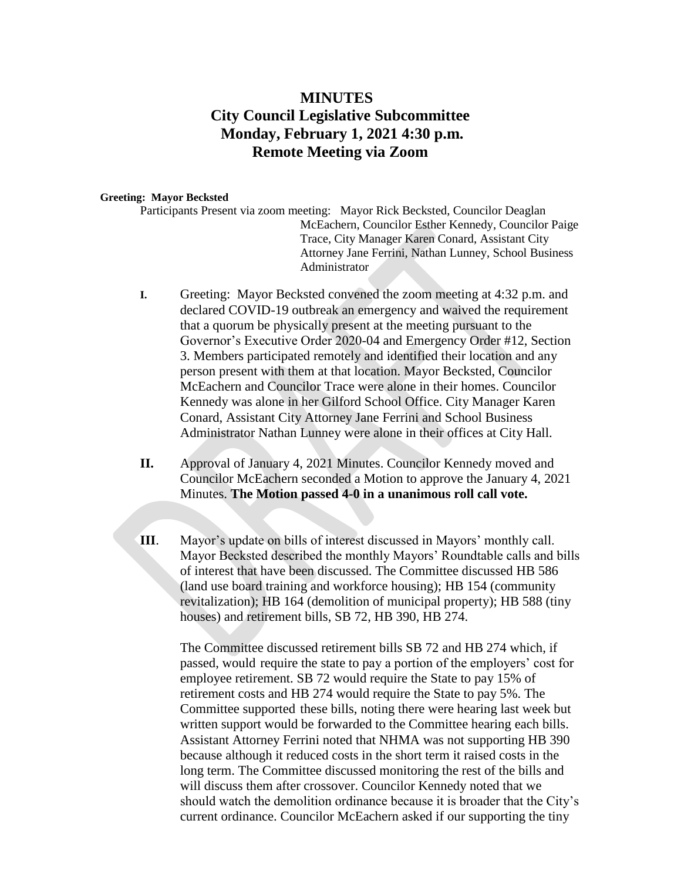# MINUTES

## City Council Legislative Subcommittee
## Monday, February 1, 2021 4:30 p.m.
## Remote Meeting via Zoom

**Greeting: Mayor Becksted**

Participants Present via zoom meeting: Mayor Rick Becksted, Councilor Deaglan McEachern, Councilor Esther Kennedy, Councilor Paige Trace, City Manager Karen Conard, Assistant City Attorney Jane Ferrini, Nathan Lunney, School Business Administrator

**I.** Greeting: Mayor Becksted convened the zoom meeting at 4:32 p.m. and declared COVID-19 outbreak an emergency and waived the requirement that a quorum be physically present at the meeting pursuant to the Governor's Executive Order 2020-04 and Emergency Order #12, Section 3. Members participated remotely and identified their location and any person present with them at that location. Mayor Becksted, Councilor McEachern and Councilor Trace were alone in their homes. Councilor Kennedy was alone in her Gilford School Office. City Manager Karen Conard, Assistant City Attorney Jane Ferrini and School Business Administrator Nathan Lunney were alone in their offices at City Hall.

**II.** Approval of January 4, 2021 Minutes. Councilor Kennedy moved and Councilor McEachern seconded a Motion to approve the January 4, 2021 Minutes. **The Motion passed 4-0 in a unanimous roll call vote.**

**III**. Mayor's update on bills of interest discussed in Mayors' monthly call. Mayor Becksted described the monthly Mayors' Roundtable calls and bills of interest that have been discussed. The Committee discussed HB 586 (land use board training and workforce housing); HB 154 (community revitalization); HB 164 (demolition of municipal property); HB 588 (tiny houses) and retirement bills, SB 72, HB 390, HB 274.

The Committee discussed retirement bills SB 72 and HB 274 which, if passed, would require the state to pay a portion of the employers' cost for employee retirement. SB 72 would require the State to pay 15% of retirement costs and HB 274 would require the State to pay 5%. The Committee supported these bills, noting there were hearing last week but written support would be forwarded to the Committee hearing each bills. Assistant Attorney Ferrini noted that NHMA was not supporting HB 390 because although it reduced costs in the short term it raised costs in the long term. The Committee discussed monitoring the rest of the bills and will discuss them after crossover. Councilor Kennedy noted that we should watch the demolition ordinance because it is broader that the City's current ordinance. Councilor McEachern asked if our supporting the tiny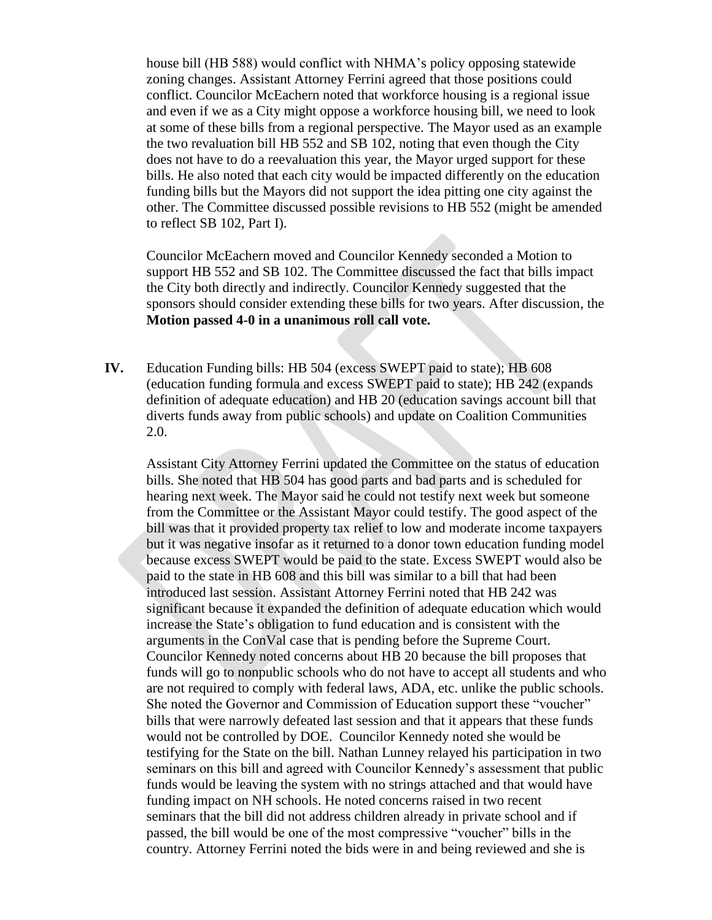house bill (HB 588) would conflict with NHMA's policy opposing statewide zoning changes. Assistant Attorney Ferrini agreed that those positions could conflict. Councilor McEachern noted that workforce housing is a regional issue and even if we as a City might oppose a workforce housing bill, we need to look at some of these bills from a regional perspective. The Mayor used as an example the two revaluation bill HB 552 and SB 102, noting that even though the City does not have to do a reevaluation this year, the Mayor urged support for these bills. He also noted that each city would be impacted differently on the education funding bills but the Mayors did not support the idea pitting one city against the other. The Committee discussed possible revisions to HB 552 (might be amended to reflect SB 102, Part I).

Councilor McEachern moved and Councilor Kennedy seconded a Motion to support HB 552 and SB 102. The Committee discussed the fact that bills impact the City both directly and indirectly. Councilor Kennedy suggested that the sponsors should consider extending these bills for two years. After discussion, the **Motion passed 4-0 in a unanimous roll call vote.**

**IV.** Education Funding bills: HB 504 (excess SWEPT paid to state); HB 608 (education funding formula and excess SWEPT paid to state); HB 242 (expands definition of adequate education) and HB 20 (education savings account bill that diverts funds away from public schools) and update on Coalition Communities 2.0.

Assistant City Attorney Ferrini updated the Committee on the status of education bills. She noted that HB 504 has good parts and bad parts and is scheduled for hearing next week. The Mayor said he could not testify next week but someone from the Committee or the Assistant Mayor could testify. The good aspect of the bill was that it provided property tax relief to low and moderate income taxpayers but it was negative insofar as it returned to a donor town education funding model because excess SWEPT would be paid to the state. Excess SWEPT would also be paid to the state in HB 608 and this bill was similar to a bill that had been introduced last session. Assistant Attorney Ferrini noted that HB 242 was significant because it expanded the definition of adequate education which would increase the State's obligation to fund education and is consistent with the arguments in the ConVal case that is pending before the Supreme Court. Councilor Kennedy noted concerns about HB 20 because the bill proposes that funds will go to nonpublic schools who do not have to accept all students and who are not required to comply with federal laws, ADA, etc. unlike the public schools. She noted the Governor and Commission of Education support these "voucher" bills that were narrowly defeated last session and that it appears that these funds would not be controlled by DOE. Councilor Kennedy noted she would be testifying for the State on the bill. Nathan Lunney relayed his participation in two seminars on this bill and agreed with Councilor Kennedy's assessment that public funds would be leaving the system with no strings attached and that would have funding impact on NH schools. He noted concerns raised in two recent seminars that the bill did not address children already in private school and if passed, the bill would be one of the most compressive "voucher" bills in the country. Attorney Ferrini noted the bids were in and being reviewed and she is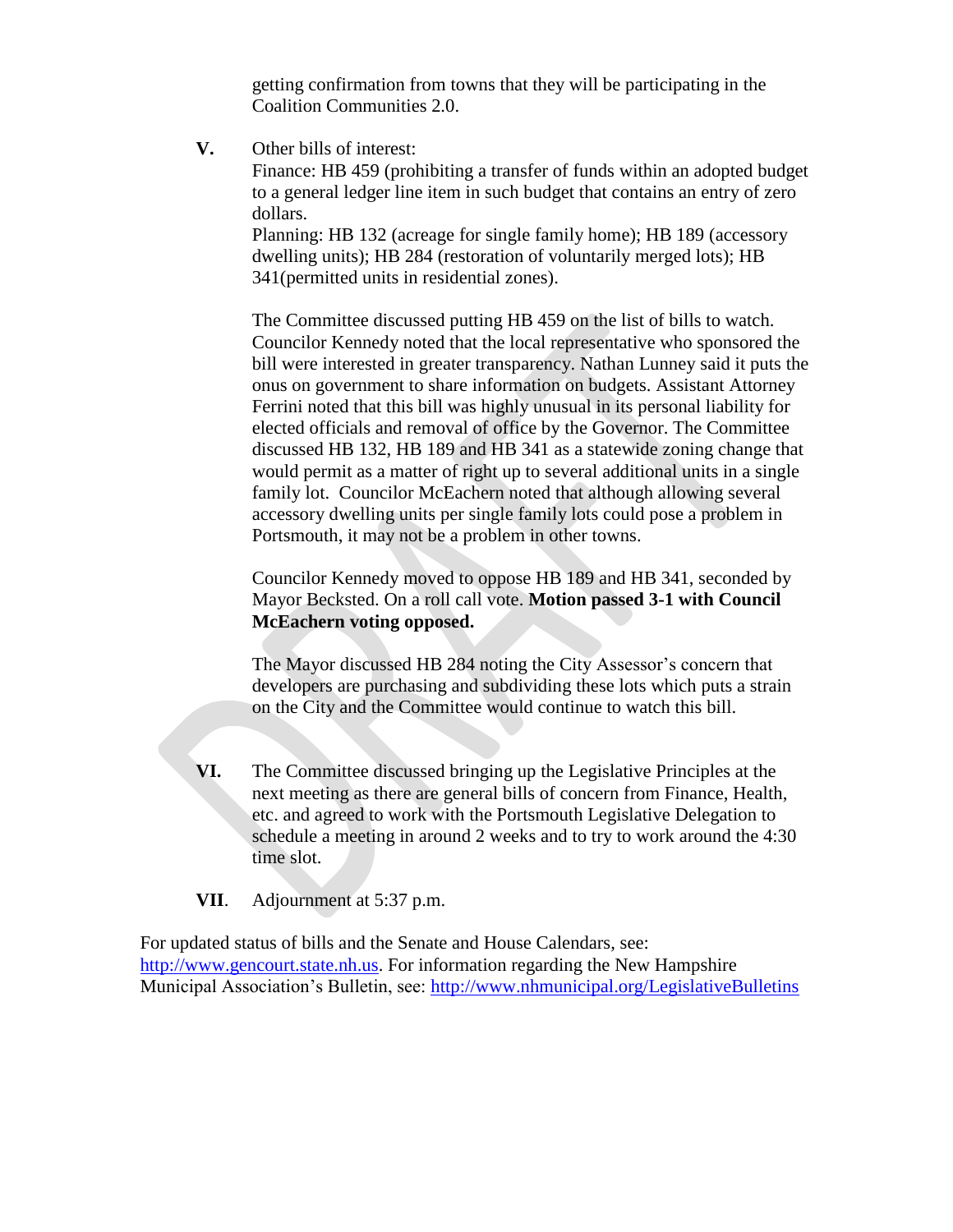getting confirmation from towns that they will be participating in the Coalition Communities 2.0.

**V.** Other bills of interest:

Finance: HB 459 (prohibiting a transfer of funds within an adopted budget to a general ledger line item in such budget that contains an entry of zero dollars.

Planning: HB 132 (acreage for single family home); HB 189 (accessory dwelling units); HB 284 (restoration of voluntarily merged lots); HB 341(permitted units in residential zones).

The Committee discussed putting HB 459 on the list of bills to watch. Councilor Kennedy noted that the local representative who sponsored the bill were interested in greater transparency. Nathan Lunney said it puts the onus on government to share information on budgets. Assistant Attorney Ferrini noted that this bill was highly unusual in its personal liability for elected officials and removal of office by the Governor. The Committee discussed HB 132, HB 189 and HB 341 as a statewide zoning change that would permit as a matter of right up to several additional units in a single family lot. Councilor McEachern noted that although allowing several accessory dwelling units per single family lots could pose a problem in Portsmouth, it may not be a problem in other towns.

Councilor Kennedy moved to oppose HB 189 and HB 341, seconded by Mayor Becksted. On a roll call vote. **Motion passed 3-1 with Council McEachern voting opposed.**

The Mayor discussed HB 284 noting the City Assessor's concern that developers are purchasing and subdividing these lots which puts a strain on the City and the Committee would continue to watch this bill.

**VI.** The Committee discussed bringing up the Legislative Principles at the next meeting as there are general bills of concern from Finance, Health, etc. and agreed to work with the Portsmouth Legislative Delegation to schedule a meeting in around 2 weeks and to try to work around the 4:30 time slot.

**VII**. Adjournment at 5:37 p.m.

For updated status of bills and the Senate and House Calendars, see: http://www.gencourt.state.nh.us. For information regarding the New Hampshire Municipal Association's Bulletin, see: http://www.nhmunicipal.org/LegislativeBulletins